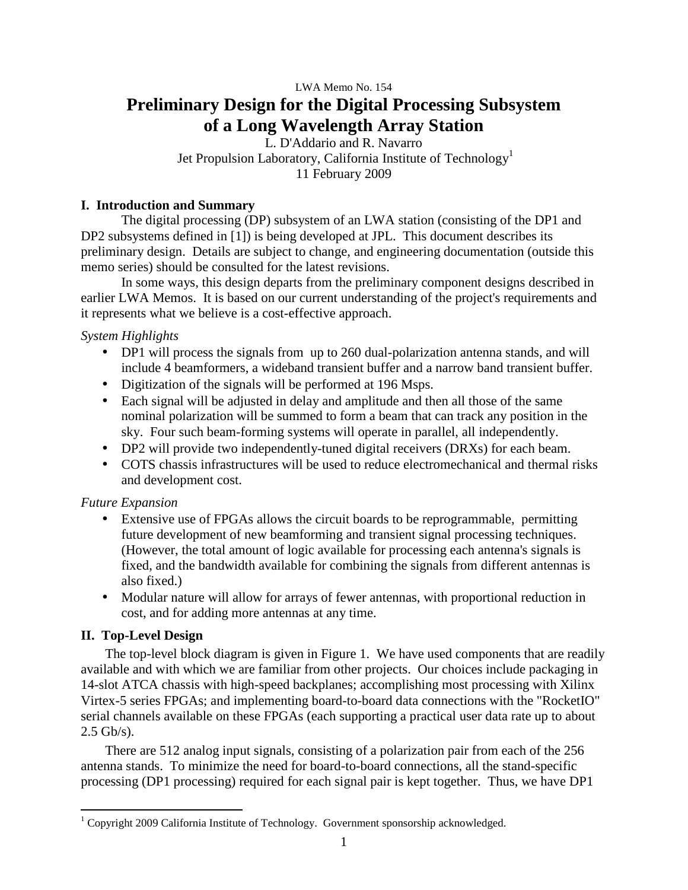LWA Memo No. 154

# Preliminary Design for the Digital Processing Subsystem of a Long Wavelength Array Station

L. D'Addario and R. Navarro
Jet Propulsion Laboratory, California Institute of Technology[1]
11 February 2009

## I. Introduction and Summary

The digital processing (DP) subsystem of an LWA station (consisting of the DP1 and DP2 subsystems defined in [1]) is being developed at JPL. This document describes its preliminary design. Details are subject to change, and engineering documentation (outside this memo series) should be consulted for the latest revisions.

In some ways, this design departs from the preliminary component designs described in earlier LWA Memos. It is based on our current understanding of the project's requirements and it represents what we believe is a cost-effective approach.

*System Highlights*

- DP1 will process the signals from up to 260 dual-polarization antenna stands, and will include 4 beamformers, a wideband transient buffer and a narrow band transient buffer.
- Digitization of the signals will be performed at 196 Msps.
- Each signal will be adjusted in delay and amplitude and then all those of the same nominal polarization will be summed to form a beam that can track any position in the sky. Four such beam-forming systems will operate in parallel, all independently.
- DP2 will provide two independently-tuned digital receivers (DRXs) for each beam.
- COTS chassis infrastructures will be used to reduce electromechanical and thermal risks and development cost.

*Future Expansion*

- Extensive use of FPGAs allows the circuit boards to be reprogrammable, permitting future development of new beamforming and transient signal processing techniques. (However, the total amount of logic available for processing each antenna's signals is fixed, and the bandwidth available for combining the signals from different antennas is also fixed.)
- Modular nature will allow for arrays of fewer antennas, with proportional reduction in cost, and for adding more antennas at any time.

## II. Top-Level Design

The top-level block diagram is given in Figure 1. We have used components that are readily available and with which we are familiar from other projects. Our choices include packaging in 14-slot ATCA chassis with high-speed backplanes; accomplishing most processing with Xilinx Virtex-5 series FPGAs; and implementing board-to-board data connections with the "RocketIO" serial channels available on these FPGAs (each supporting a practical user data rate up to about 2.5 Gb/s).

There are 512 analog input signals, consisting of a polarization pair from each of the 256 antenna stands. To minimize the need for board-to-board connections, all the stand-specific processing (DP1 processing) required for each signal pair is kept together. Thus, we have DP1

[1] Copyright 2009 California Institute of Technology. Government sponsorship acknowledged.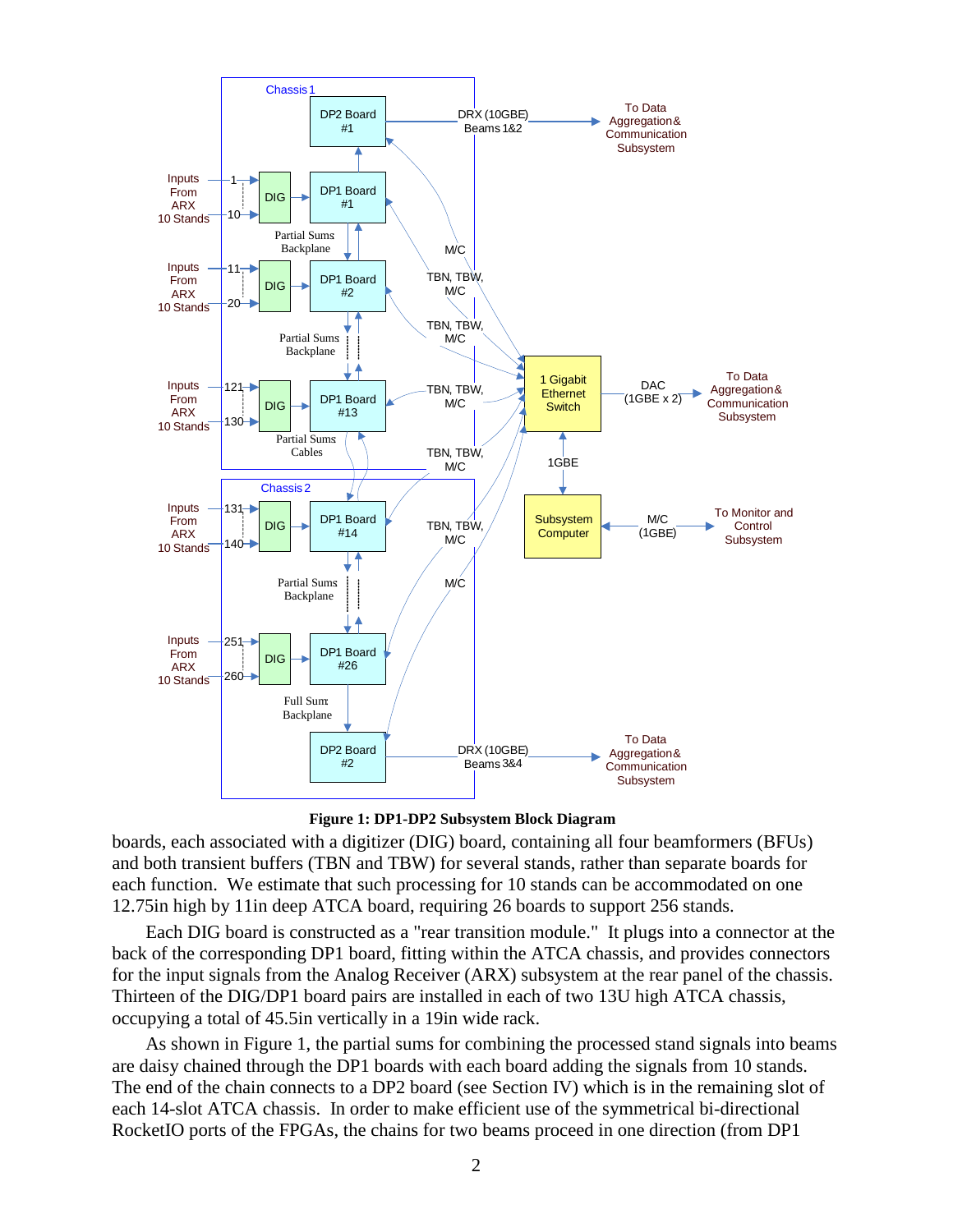Figure 1: DP1-DP2 Subsystem Block Diagram

boards, each associated with a digitizer (DIG) board, containing all four beamformers (BFUs) and both transient buffers (TBN and TBW) for several stands, rather than separate boards for each function. We estimate that such processing for 10 stands can be accommodated on one 12.75in high by 11in deep ATCA board, requiring 26 boards to support 256 stands.

Each DIG board is constructed as a "rear transition module." It plugs into a connector at the back of the corresponding DP1 board, fitting within the ATCA chassis, and provides connectors for the input signals from the Analog Receiver (ARX) subsystem at the rear panel of the chassis. Thirteen of the DIG/DP1 board pairs are installed in each of two 13U high ATCA chassis, occupying a total of 45.5in vertically in a 19in wide rack.

As shown in Figure 1, the partial sums for combining the processed stand signals into beams are daisy chained through the DP1 boards with each board adding the signals from 10 stands. The end of the chain connects to a DP2 board (see Section IV) which is in the remaining slot of each 14-slot ATCA chassis. In order to make efficient use of the symmetrical bi-directional RocketIO ports of the FPGAs, the chains for two beams proceed in one direction (from DP1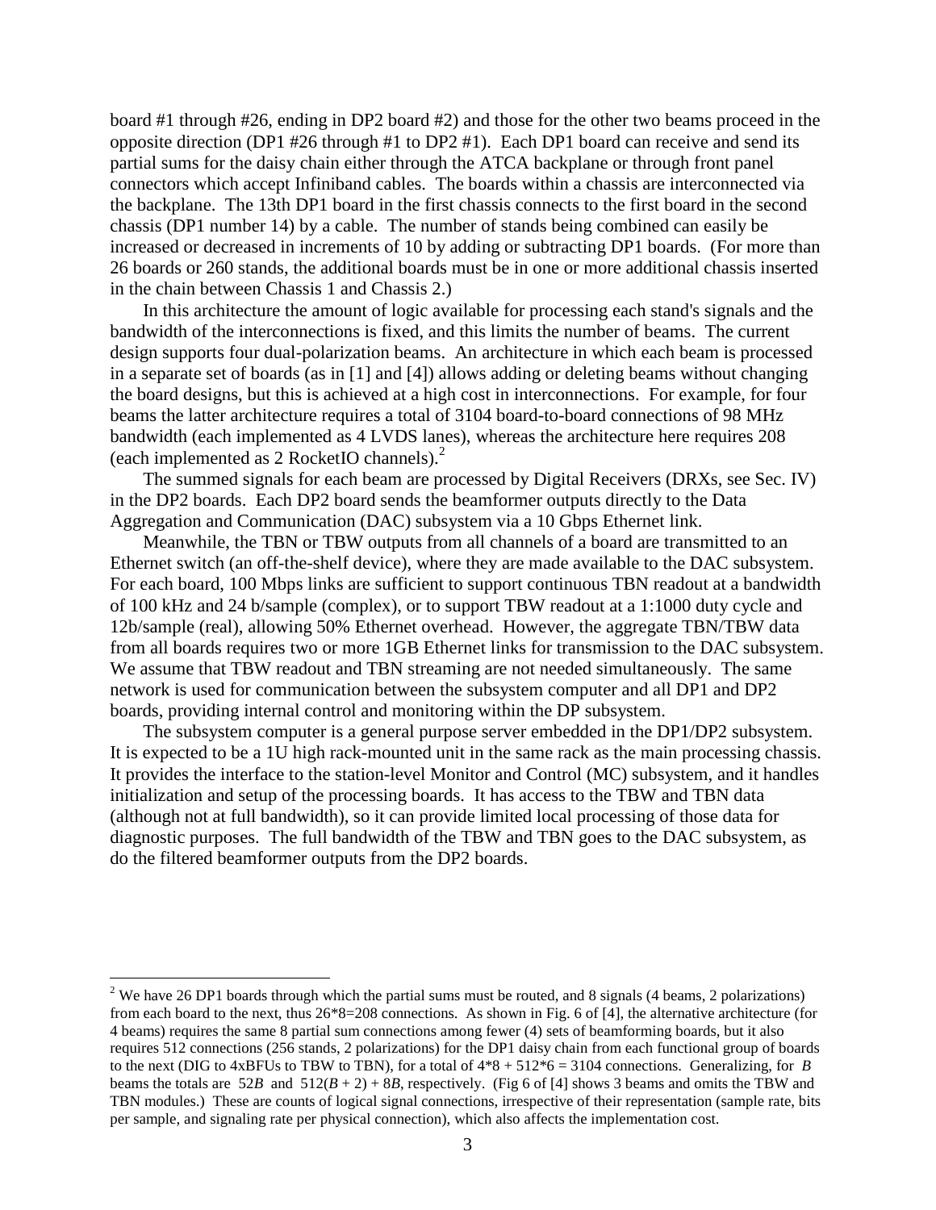board #1 through #26, ending in DP2 board #2) and those for the other two beams proceed in the opposite direction (DP1 #26 through #1 to DP2 #1). Each DP1 board can receive and send its partial sums for the daisy chain either through the ATCA backplane or through front panel connectors which accept Infiniband cables. The boards within a chassis are interconnected via the backplane. The 13th DP1 board in the first chassis connects to the first board in the second chassis (DP1 number 14) by a cable. The number of stands being combined can easily be increased or decreased in increments of 10 by adding or subtracting DP1 boards. (For more than 26 boards or 260 stands, the additional boards must be in one or more additional chassis inserted in the chain between Chassis 1 and Chassis 2.)

In this architecture the amount of logic available for processing each stand's signals and the bandwidth of the interconnections is fixed, and this limits the number of beams. The current design supports four dual-polarization beams. An architecture in which each beam is processed in a separate set of boards (as in [1] and [4]) allows adding or deleting beams without changing the board designs, but this is achieved at a high cost in interconnections. For example, for four beams the latter architecture requires a total of 3104 board-to-board connections of 98 MHz bandwidth (each implemented as 4 LVDS lanes), whereas the architecture here requires 208 (each implemented as 2 RocketIO channels).[2]

The summed signals for each beam are processed by Digital Receivers (DRXs, see Sec. IV) in the DP2 boards. Each DP2 board sends the beamformer outputs directly to the Data Aggregation and Communication (DAC) subsystem via a 10 Gbps Ethernet link.

Meanwhile, the TBN or TBW outputs from all channels of a board are transmitted to an Ethernet switch (an off-the-shelf device), where they are made available to the DAC subsystem. For each board, 100 Mbps links are sufficient to support continuous TBN readout at a bandwidth of 100 kHz and 24 b/sample (complex), or to support TBW readout at a 1:1000 duty cycle and 12b/sample (real), allowing 50% Ethernet overhead. However, the aggregate TBN/TBW data from all boards requires two or more 1GB Ethernet links for transmission to the DAC subsystem. We assume that TBW readout and TBN streaming are not needed simultaneously. The same network is used for communication between the subsystem computer and all DP1 and DP2 boards, providing internal control and monitoring within the DP subsystem.

The subsystem computer is a general purpose server embedded in the DP1/DP2 subsystem. It is expected to be a 1U high rack-mounted unit in the same rack as the main processing chassis. It provides the interface to the station-level Monitor and Control (MC) subsystem, and it handles initialization and setup of the processing boards. It has access to the TBW and TBN data (although not at full bandwidth), so it can provide limited local processing of those data for diagnostic purposes. The full bandwidth of the TBW and TBN goes to the DAC subsystem, as do the filtered beamformer outputs from the DP2 boards.

---

[2] We have 26 DP1 boards through which the partial sums must be routed, and 8 signals (4 beams, 2 polarizations) from each board to the next, thus 26\*8=208 connections. As shown in Fig. 6 of [4], the alternative architecture (for 4 beams) requires the same 8 partial sum connections among fewer (4) sets of beamforming boards, but it also requires 512 connections (256 stands, 2 polarizations) for the DP1 daisy chain from each functional group of boards to the next (DIG to 4xBFUs to TBW to TBN), for a total of 4\*8 + 512\*6 = 3104 connections. Generalizing, for $B$ beams the totals are $52B$ and $512(B+2) + 8B$, respectively. (Fig 6 of [4] shows 3 beams and omits the TBW and TBN modules.) These are counts of logical signal connections, irrespective of their representation (sample rate, bits per sample, and signaling rate per physical connection), which also affects the implementation cost.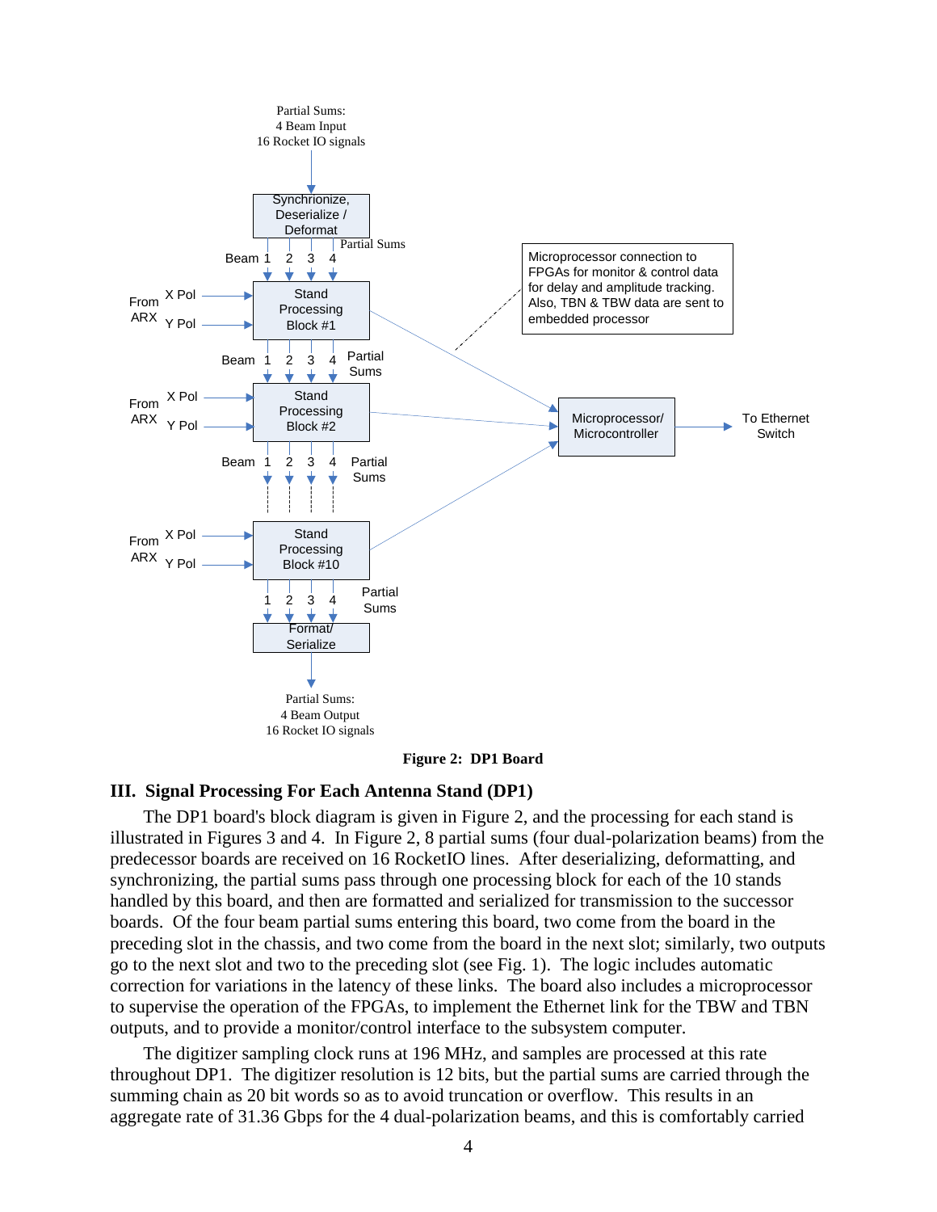Partial Sums:
4 Beam Input
16 Rocket IO signals

Synchrionize, Deserialize / Deformat

Beam 1 2 3 4 Partial Sums

Microprocessor connection to FPGAs for monitor & control data for delay and amplitude tracking. Also, TBN & TBW data are sent to embedded processor

From ARX X Pol Y Pol — Stand Processing Block #1

Beam 1 2 3 4 Partial Sums

From ARX X Pol Y Pol — Stand Processing Block #2

Microprocessor/ Microcontroller → To Ethernet Switch

Beam 1 2 3 4 Partial Sums

From ARX X Pol Y Pol — Stand Processing Block #10

1 2 3 4 Partial Sums

Format/ Serialize

Partial Sums:
4 Beam Output
16 Rocket IO signals

**Figure 2: DP1 Board**

## III. Signal Processing For Each Antenna Stand (DP1)

The DP1 board's block diagram is given in Figure 2, and the processing for each stand is illustrated in Figures 3 and 4. In Figure 2, 8 partial sums (four dual-polarization beams) from the predecessor boards are received on 16 RocketIO lines. After deserializing, deformatting, and synchronizing, the partial sums pass through one processing block for each of the 10 stands handled by this board, and then are formatted and serialized for transmission to the successor boards. Of the four beam partial sums entering this board, two come from the board in the preceding slot in the chassis, and two come from the board in the next slot; similarly, two outputs go to the next slot and two to the preceding slot (see Fig. 1). The logic includes automatic correction for variations in the latency of these links. The board also includes a microprocessor to supervise the operation of the FPGAs, to implement the Ethernet link for the TBW and TBN outputs, and to provide a monitor/control interface to the subsystem computer.

The digitizer sampling clock runs at 196 MHz, and samples are processed at this rate throughout DP1. The digitizer resolution is 12 bits, but the partial sums are carried through the summing chain as 20 bit words so as to avoid truncation or overflow. This results in an aggregate rate of 31.36 Gbps for the 4 dual-polarization beams, and this is comfortably carried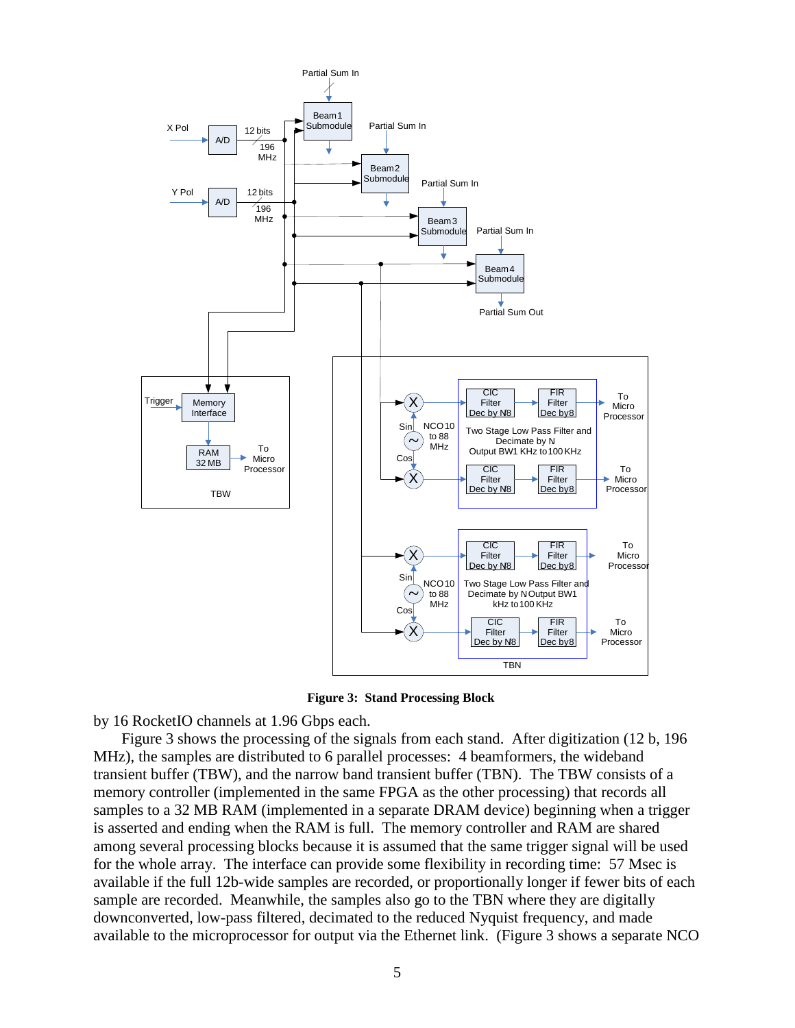**Figure 3: Stand Processing Block**

by 16 RocketIO channels at 1.96 Gbps each.

Figure 3 shows the processing of the signals from each stand. After digitization (12 b, 196 MHz), the samples are distributed to 6 parallel processes: 4 beamformers, the wideband transient buffer (TBW), and the narrow band transient buffer (TBN). The TBW consists of a memory controller (implemented in the same FPGA as the other processing) that records all samples to a 32 MB RAM (implemented in a separate DRAM device) beginning when a trigger is asserted and ending when the RAM is full. The memory controller and RAM are shared among several processing blocks because it is assumed that the same trigger signal will be used for the whole array. The interface can provide some flexibility in recording time: 57 Msec is available if the full 12b-wide samples are recorded, or proportionally longer if fewer bits of each sample are recorded. Meanwhile, the samples also go to the TBN where they are digitally downconverted, low-pass filtered, decimated to the reduced Nyquist frequency, and made available to the microprocessor for output via the Ethernet link. (Figure 3 shows a separate NCO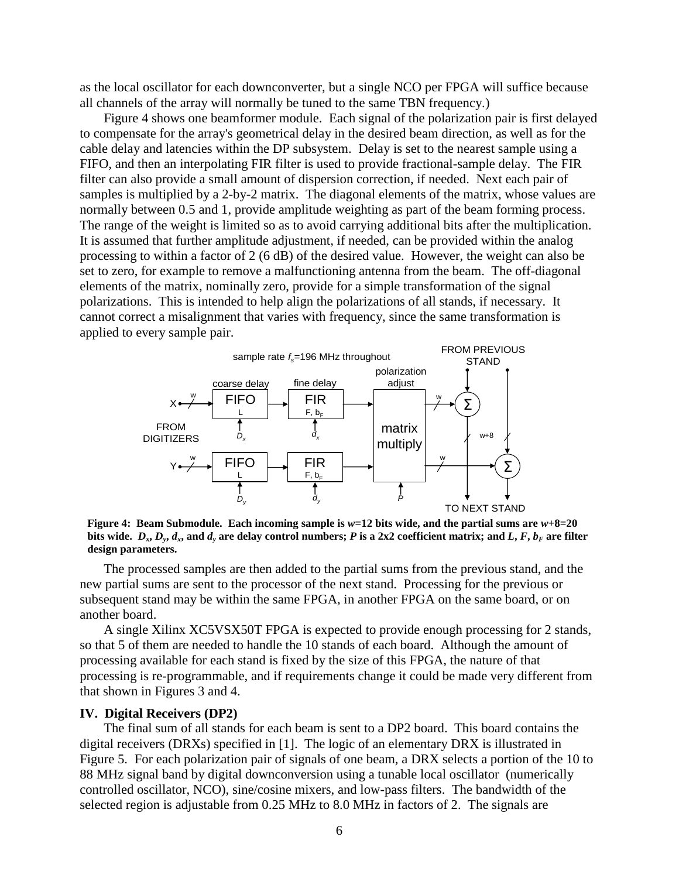as the local oscillator for each downconverter, but a single NCO per FPGA will suffice because all channels of the array will normally be tuned to the same TBN frequency.)

Figure 4 shows one beamformer module. Each signal of the polarization pair is first delayed to compensate for the array's geometrical delay in the desired beam direction, as well as for the cable delay and latencies within the DP subsystem. Delay is set to the nearest sample using a FIFO, and then an interpolating FIR filter is used to provide fractional-sample delay. The FIR filter can also provide a small amount of dispersion correction, if needed. Next each pair of samples is multiplied by a 2-by-2 matrix. The diagonal elements of the matrix, whose values are normally between 0.5 and 1, provide amplitude weighting as part of the beam forming process. The range of the weight is limited so as to avoid carrying additional bits after the multiplication. It is assumed that further amplitude adjustment, if needed, can be provided within the analog processing to within a factor of 2 (6 dB) of the desired value. However, the weight can also be set to zero, for example to remove a malfunctioning antenna from the beam. The off-diagonal elements of the matrix, nominally zero, provide for a simple transformation of the signal polarizations. This is intended to help align the polarizations of all stands, if necessary. It cannot correct a misalignment that varies with frequency, since the same transformation is applied to every sample pair.

**Figure 4: Beam Submodule. Each incoming sample is $w$=12 bits wide, and the partial sums are $w$+8=20 bits wide. $D_x$, $D_y$, $d_x$, and $d_y$ are delay control numbers; $P$ is a 2x2 coefficient matrix; and $L$, $F$, $b_F$ are filter design parameters.**

The processed samples are then added to the partial sums from the previous stand, and the new partial sums are sent to the processor of the next stand. Processing for the previous or subsequent stand may be within the same FPGA, in another FPGA on the same board, or on another board.

A single Xilinx XC5VSX50T FPGA is expected to provide enough processing for 2 stands, so that 5 of them are needed to handle the 10 stands of each board. Although the amount of processing available for each stand is fixed by the size of this FPGA, the nature of that processing is re-programmable, and if requirements change it could be made very different from that shown in Figures 3 and 4.

## IV. Digital Receivers (DP2)

The final sum of all stands for each beam is sent to a DP2 board. This board contains the digital receivers (DRXs) specified in [1]. The logic of an elementary DRX is illustrated in Figure 5. For each polarization pair of signals of one beam, a DRX selects a portion of the 10 to 88 MHz signal band by digital downconversion using a tunable local oscillator (numerically controlled oscillator, NCO), sine/cosine mixers, and low-pass filters. The bandwidth of the selected region is adjustable from 0.25 MHz to 8.0 MHz in factors of 2. The signals are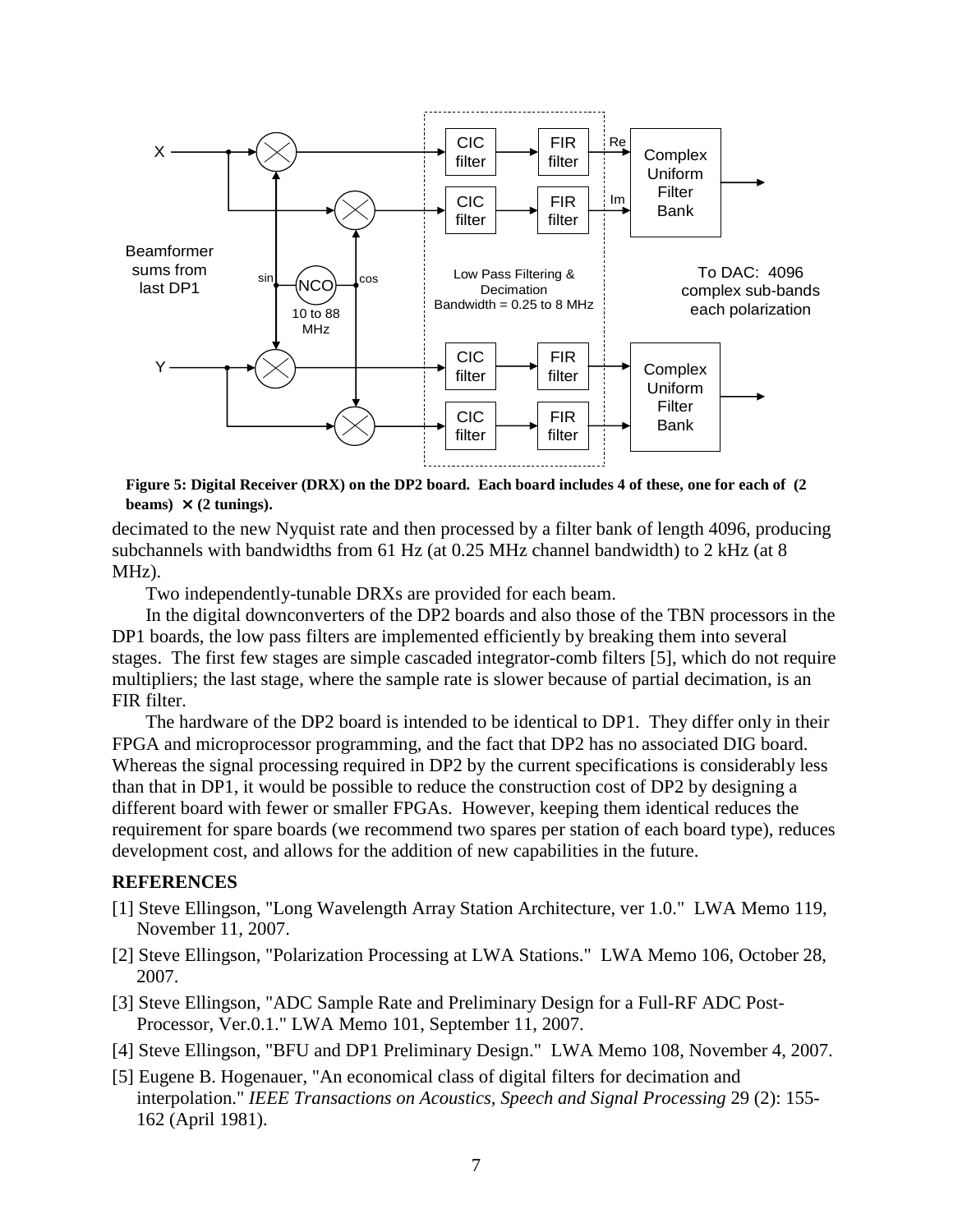X

Y

Beamformer sums from last DP1

sin

NCO

cos

10 to 88 MHz

CIC filter

FIR filter

Re

Im

Complex Uniform Filter Bank

Low Pass Filtering & Decimation

Bandwidth = 0.25 to 8 MHz

To DAC: 4096 complex sub-bands each polarization

**Figure 5: Digital Receiver (DRX) on the DP2 board. Each board includes 4 of these, one for each of (2 beams) × (2 tunings).**

decimated to the new Nyquist rate and then processed by a filter bank of length 4096, producing subchannels with bandwidths from 61 Hz (at 0.25 MHz channel bandwidth) to 2 kHz (at 8 MHz).

Two independently-tunable DRXs are provided for each beam.

In the digital downconverters of the DP2 boards and also those of the TBN processors in the DP1 boards, the low pass filters are implemented efficiently by breaking them into several stages. The first few stages are simple cascaded integrator-comb filters [5], which do not require multipliers; the last stage, where the sample rate is slower because of partial decimation, is an FIR filter.

The hardware of the DP2 board is intended to be identical to DP1. They differ only in their FPGA and microprocessor programming, and the fact that DP2 has no associated DIG board. Whereas the signal processing required in DP2 by the current specifications is considerably less than that in DP1, it would be possible to reduce the construction cost of DP2 by designing a different board with fewer or smaller FPGAs. However, keeping them identical reduces the requirement for spare boards (we recommend two spares per station of each board type), reduces development cost, and allows for the addition of new capabilities in the future.

## REFERENCES

[1] Steve Ellingson, "Long Wavelength Array Station Architecture, ver 1.0." LWA Memo 119, November 11, 2007.

[2] Steve Ellingson, "Polarization Processing at LWA Stations." LWA Memo 106, October 28, 2007.

[3] Steve Ellingson, "ADC Sample Rate and Preliminary Design for a Full-RF ADC Post-Processor, Ver.0.1." LWA Memo 101, September 11, 2007.

[4] Steve Ellingson, "BFU and DP1 Preliminary Design." LWA Memo 108, November 4, 2007.

[5] Eugene B. Hogenauer, "An economical class of digital filters for decimation and interpolation." *IEEE Transactions on Acoustics, Speech and Signal Processing* 29 (2): 155-162 (April 1981).